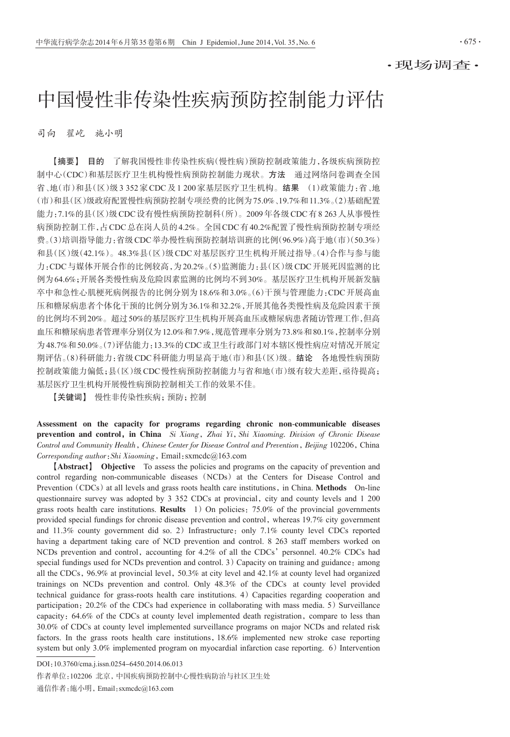·现场调查·

# 中国慢性非传染性疾病预防控制能力评估

司向 翟屹 施小明

【摘要】 **目的** 了解我国慢性非传染性疾病(慢性病)预防控制政策能力,各级疾病预防控制中心(CDC)和基层医疗卫生机构慢性病预防控制能力现状。**方法** 通过网络问卷调查全国省、地(市)和县(区)级3 352家CDC及1 200家基层医疗卫生机构。**结果** (1)政策能力:省、地(市)和县(区)级政府配置慢性病预防控制专项经费的比例为75.0%、19.7%和11.3%。(2)基础配置能力:7.1%的县(区)级CDC设有慢性病预防控制科(所)。2009年各级CDC有8 263人从事慢性病预防控制工作,占CDC总在岗人员的4.2%。全国CDC有40.2%配置了慢性病预防控制专项经费。(3)培训指导能力:省级CDC举办慢性病预防控制培训班的比例(96.9%)高于地(市)(50.3%)和县(区)级(42.1%)。48.3%县(区)级CDC对基层医疗卫生机构开展过指导。(4)合作与参与能力:CDC与媒体开展合作的比例较高,为20.2%。(5)监测能力:县(区)级CDC开展死因监测的比例为64.6%;开展各类慢性病及危险因素监测的比例均不到30%。基层医疗卫生机构开展新发脑卒中和急性心肌梗死病例报告的比例分别为18.6%和3.0%。(6)干预与管理能力:CDC开展高血压和糖尿病患者个体化干预的比例分别为36.1%和32.2%,开展其他各类慢性病及危险因素干预的比例均不到20%。超过50%的基层医疗卫生机构开展高血压或糖尿病患者随访管理工作,但高血压和糖尿病患者管理率分别仅为12.0%和7.9%,规范管理率分别为73.8%和80.1%,控制率分别为48.7%和50.0%。(7)评估能力:13.3%的CDC或卫生行政部门对本辖区慢性病应对情况开展定期评估。(8)科研能力:省级CDC科研能力明显高于地(市)和县(区)级。**结论** 各地慢性病预防控制政策能力偏低;县(区)级CDC慢性病预防控制能力与省和地(市)级有较大差距,亟待提高;基层医疗卫生机构开展慢性病预防控制相关工作的效果不佳。

【关键词】 慢性非传染性疾病;预防;控制

**Assessment on the capacity for programs regarding chronic non-communicable diseases prevention and control, in China** *Si Xiang, Zhai Yi, Shi Xiaoming. Division of Chronic Disease Control and Community Health, Chinese Center for Disease Control and Prevention, Beijing* 102206, China
*Corresponding author: Shi Xiaoming*, Email: sxmcdc@163.com

【Abstract】 **Objective** To assess the policies and programs on the capacity of prevention and control regarding non-communicable diseases (NCDs) at the Centers for Disease Control and Prevention (CDCs) at all levels and grass roots health care institutions, in China. **Methods** On-line questionnaire survey was adopted by 3 352 CDCs at provincial, city and county levels and 1 200 grass roots health care institutions. **Results** 1) On policies: 75.0% of the provincial governments provided special fundings for chronic disease prevention and control, whereas 19.7% city government and 11.3% county government did so. 2) Infrastructure: only 7.1% county level CDCs reported having a department taking care of NCD prevention and control. 8 263 staff members worked on NCDs prevention and control, accounting for 4.2% of all the CDCs' personnel. 40.2% CDCs had special fundings used for NCDs prevention and control. 3) Capacity on training and guidance: among all the CDCs, 96.9% at provincial level, 50.3% at city level and 42.1% at county level had organized trainings on NCDs prevention and control. Only 48.3% of the CDCs at county level provided technical guidance for grass-roots health care institutions. 4) Capacities regarding cooperation and participation: 20.2% of the CDCs had experience in collaborating with mass media. 5) Surveillance capacity: 64.6% of the CDCs at county level implemented death registration, compare to less than 30.0% of CDCs at county level implemented surveillance programs on major NCDs and related risk factors. In the grass roots health care institutions, 18.6% implemented new stroke case reporting system but only 3.0% implemented program on myocardial infarction case reporting. 6) Intervention

DOI:10.3760/cma.j.issn.0254-6450.2014.06.013

作者单位:102206 北京,中国疾病预防控制中心慢性病防治与社区卫生处

通信作者:施小明,Email:sxmcdc@163.com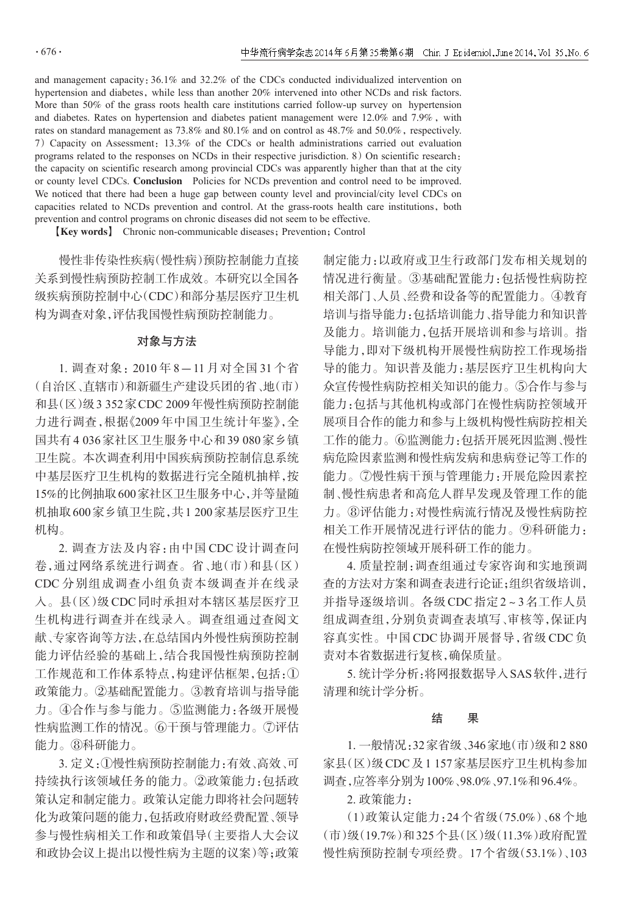and management capacity: 36.1% and 32.2% of the CDCs conducted individualized intervention on hypertension and diabetes, while less than another 20% intervened into other NCDs and risk factors. More than 50% of the grass roots health care institutions carried follow-up survey on hypertension and diabetes. Rates on hypertension and diabetes patient management were 12.0% and 7.9%, with rates on standard management as 73.8% and 80.1% and on control as 48.7% and 50.0%, respectively. 7) Capacity on Assessment: 13.3% of the CDCs or health administrations carried out evaluation programs related to the responses on NCDs in their respective jurisdiction. 8) On scientific research: the capacity on scientific research among provincial CDCs was apparently higher than that at the city or county level CDCs. **Conclusion** Policies for NCDs prevention and control need to be improved. We noticed that there had been a huge gap between county level and provincial/city level CDCs on capacities related to NCDs prevention and control. At the grass-roots health care institutions, both prevention and control programs on chronic diseases did not seem to be effective.

**【Key words】** Chronic non-communicable diseases; Prevention; Control

慢性非传染性疾病(慢性病)预防控制能力直接关系到慢性病预防控制工作成效。本研究以全国各级疾病预防控制中心(CDC)和部分基层医疗卫生机构为调查对象,评估我国慢性病预防控制能力。

## 对象与方法

1. 调查对象:2010年8—11月对全国31个省(自治区、直辖市)和新疆生产建设兵团的省、地(市)和县(区)级3 352家CDC 2009年慢性病预防控制能力进行调查,根据《2009年中国卫生统计年鉴》,全国共有4 036家社区卫生服务中心和39 080家乡镇卫生院。本次调查利用中国疾病预防控制信息系统中基层医疗卫生机构的数据进行完全随机抽样,按15%的比例抽取600家社区卫生服务中心,并等量随机抽取600家乡镇卫生院,共1 200家基层医疗卫生机构。

2. 调查方法及内容:由中国CDC设计调查问卷,通过网络系统进行调查。省、地(市)和县(区)CDC分别组成调查小组负责本级调查并在线录入。县(区)级CDC同时承担对本辖区基层医疗卫生机构进行调查并在线录入。调查组通过查阅文献、专家咨询等方法,在总结国内外慢性病预防控制能力评估经验的基础上,结合我国慢性病预防控制工作规范和工作体系特点,构建评估框架,包括:①政策能力。②基础配置能力。③教育培训与指导能力。④合作与参与能力。⑤监测能力:各级开展慢性病监测工作的情况。⑥干预与管理能力。⑦评估能力。⑧科研能力。

3. 定义:①慢性病预防控制能力:有效、高效、可持续执行该领域任务的能力。②政策能力:包括政策认定和制定能力。政策认定能力即将社会问题转化为政策问题的能力,包括政府财政经费配置、领导参与慢性病相关工作和政策倡导(主要指人大会议和政协会议上提出以慢性病为主题的议案)等;政策制定能力:以政府或卫生行政部门发布相关规划的情况进行衡量。③基础配置能力:包括慢性病防控相关部门、人员、经费和设备等的配置能力。④教育培训与指导能力:包括培训能力、指导能力和知识普及能力。培训能力,包括开展培训和参与培训。指导能力,即对下级机构开展慢性病防控工作现场指导的能力。知识普及能力:基层医疗卫生机构向大众宣传慢性病防控相关知识的能力。⑤合作与参与能力:包括与其他机构或部门在慢性病防控领域开展项目合作的能力和参与上级机构慢性病防控相关工作的能力。⑥监测能力:包括开展死因监测、慢性病危险因素监测和慢性病发病和患病登记等工作的能力。⑦慢性病干预与管理能力:开展危险因素控制、慢性病患者和高危人群早发现及管理工作的能力。⑧评估能力:对慢性病流行情况及慢性病防控相关工作开展情况进行评估的能力。⑨科研能力:在慢性病防控领域开展科研工作的能力。

4. 质量控制:调查组通过专家咨询和实地预调查的方法对方案和调查表进行论证;组织省级培训,并指导逐级培训。各级CDC指定2~3名工作人员组成调查组,分别负责调查表填写、审核等,保证内容真实性。中国CDC协调开展督导,省级CDC负责对本省数据进行复核,确保质量。

5. 统计学分析:将网报数据导入SAS软件,进行清理和统计学分析。

## 结 果

1. 一般情况:32家省级、346家地(市)级和2 880家县(区)级CDC及1 157家基层医疗卫生机构参加调查,应答率分别为100%、98.0%、97.1%和96.4%。

2. 政策能力:

(1)政策认定能力:24个省级(75.0%)、68个地(市)级(19.7%)和325个县(区)级(11.3%)政府配置慢性病预防控制专项经费。17个省级(53.1%)、103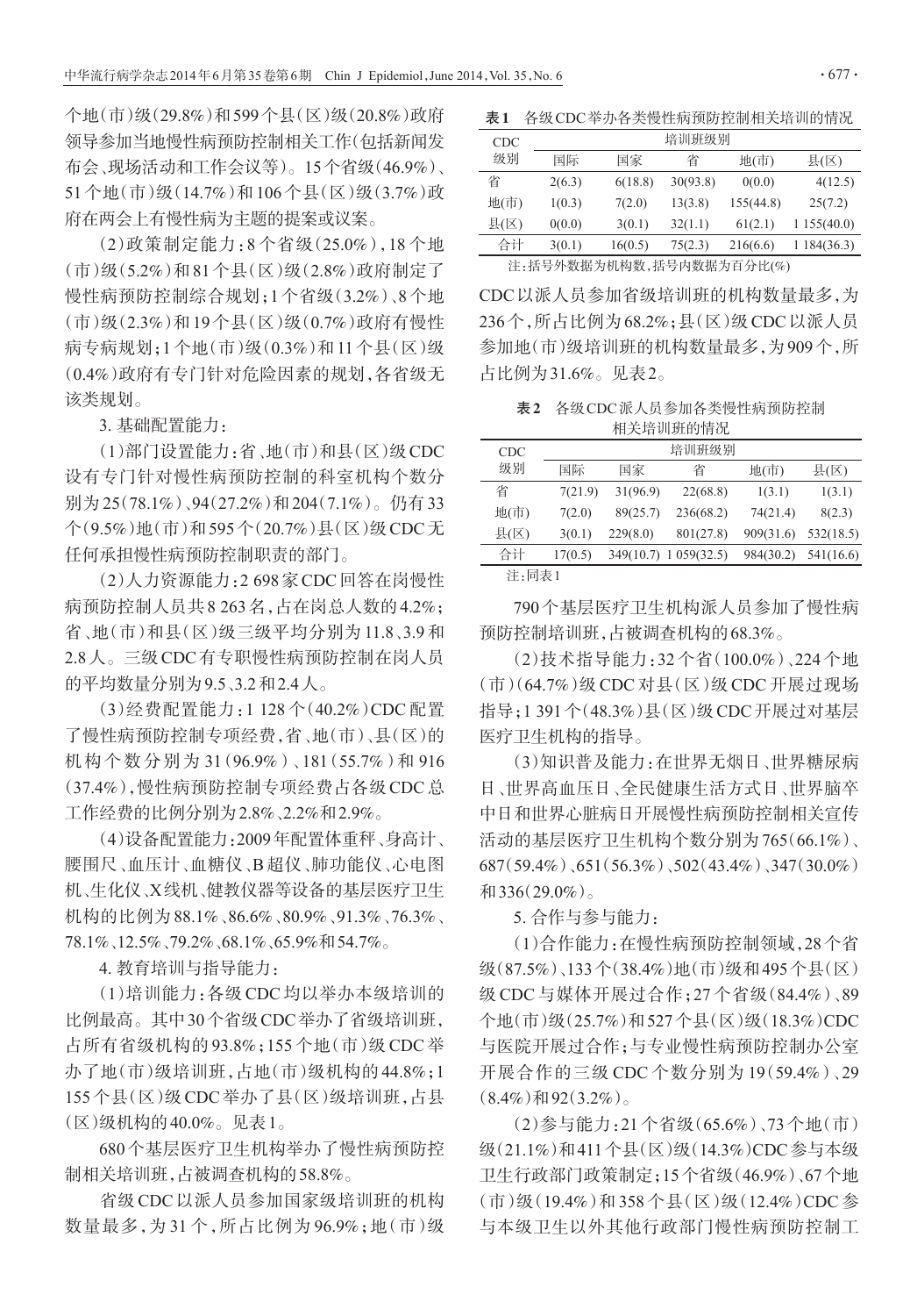个地(市)级(29.8%)和599个县(区)级(20.8%)政府领导参加当地慢性病预防控制相关工作(包括新闻发布会、现场活动和工作会议等)。15个省级(46.9%)、51个地(市)级(14.7%)和106个县(区)级(3.7%)政府在两会上有慢性病为主题的提案或议案。

(2)政策制定能力:8个省级(25.0%),18个地(市)级(5.2%)和81个县(区)级(2.8%)政府制定了慢性病预防控制综合规划;1个省级(3.2%)、8个地(市)级(2.3%)和19个县(区)级(0.7%)政府有慢性病专病规划;1个地(市)级(0.3%)和11个县(区)级(0.4%)政府有专门针对危险因素的规划,各省级无该类规划。

3. 基础配置能力:

(1)部门设置能力:省、地(市)和县(区)级CDC设有专门针对慢性病预防控制的科室机构个数分别为25(78.1%)、94(27.2%)和204(7.1%)。仍有33个(9.5%)地(市)和595个(20.7%)县(区)级CDC无任何承担慢性病预防控制职责的部门。

(2)人力资源能力:2 698家CDC回答在岗慢性病预防控制人员共8 263名,占在岗总人数的4.2%;省、地(市)和县(区)级三级平均分别为11.8、3.9和2.8人。三级CDC有专职慢性病预防控制在岗人员的平均数量分别为9.5、3.2和2.4人。

(3)经费配置能力:1 128个(40.2%)CDC配置了慢性病预防控制专项经费,省、地(市)、县(区)的机构个数分别为31(96.9%)、181(55.7%)和916(37.4%),慢性病预防控制专项经费占各级CDC总工作经费的比例分别为2.8%、2.2%和2.9%。

(4)设备配置能力:2009年配置体重秤、身高计、腰围尺、血压计、血糖仪、B超仪、肺功能仪、心电图机、生化仪、X线机、健教仪器等设备的基层医疗卫生机构的比例为88.1%、86.6%、80.9%、91.3%、76.3%、78.1%、12.5%、79.2%、68.1%、65.9%和54.7%。

4. 教育培训与指导能力:

(1)培训能力:各级CDC均以举办本级培训的比例最高。其中30个省级CDC举办了省级培训班,占所有省级机构的93.8%;155个地(市)级CDC举办了地(市)级培训班,占地(市)级机构的44.8%;1 155个县(区)级CDC举办了县(区)级培训班,占县(区)级机构的40.0%。见表1。

**表1** 各级CDC举办各类慢性病预防控制相关培训的情况

| CDC级别 | 培训班级别 | | | | |
|---|---|---|---|---|---|
| | 国际 | 国家 | 省 | 地(市) | 县(区) |
| 省 | 2(6.3) | 6(18.8) | 30(93.8) | 0(0.0) | 4(12.5) |
| 地(市) | 1(0.3) | 7(2.0) | 13(3.8) | 155(44.8) | 25(7.2) |
| 县(区) | 0(0.0) | 3(0.1) | 32(1.1) | 61(2.1) | 1 155(40.0) |
| 合计 | 3(0.1) | 16(0.5) | 75(2.3) | 216(6.6) | 1 184(36.3) |

注:括号外数据为机构数,括号内数据为百分比(%)

680个基层医疗卫生机构举办了慢性病预防控制相关培训班,占被调查机构的58.8%。

省级CDC以派人员参加国家级培训班的机构数量最多,为31个,所占比例为96.9%;地(市)级CDC以派人员参加省级培训班的机构数量最多,为236个,所占比例为68.2%;县(区)级CDC以派人员参加地(市)级培训班的机构数量最多,为909个,所占比例为31.6%。见表2。

**表2** 各级CDC派人员参加各类慢性病预防控制相关培训班的情况

| CDC级别 | 培训班级别 | | | | |
|---|---|---|---|---|---|
| | 国际 | 国家 | 省 | 地(市) | 县(区) |
| 省 | 7(21.9) | 31(96.9) | 22(68.8) | 1(3.1) | 1(3.1) |
| 地(市) | 7(2.0) | 89(25.7) | 236(68.2) | 74(21.4) | 8(2.3) |
| 县(区) | 3(0.1) | 229(8.0) | 801(27.8) | 909(31.6) | 532(18.5) |
| 合计 | 17(0.5) | 349(10.7) | 1 059(32.5) | 984(30.2) | 541(16.6) |

注:同表1

790个基层医疗卫生机构派人员参加了慢性病预防控制培训班,占被调查机构的68.3%。

(2)技术指导能力:32个省(100.0%)、224个地(市)(64.7%)级CDC对县(区)级CDC开展过现场指导;1 391个(48.3%)县(区)级CDC开展过对基层医疗卫生机构的指导。

(3)知识普及能力:在世界无烟日、世界糖尿病日、世界高血压日、全民健康生活方式日、世界脑卒中日和世界心脏病日开展慢性病预防控制相关宣传活动的基层医疗卫生机构个数分别为765(66.1%)、687(59.4%)、651(56.3%)、502(43.4%)、347(30.0%)和336(29.0%)。

5. 合作与参与能力:

(1)合作能力:在慢性病预防控制领域,28个省级(87.5%)、133个(38.4%)地(市)级和495个县(区)级CDC与媒体开展过合作;27个省级(84.4%)、89个地(市)级(25.7%)和527个县(区)级(18.3%)CDC与医院开展过合作;与专业慢性病预防控制办公室开展合作的三级CDC个数分别为19(59.4%)、29(8.4%)和92(3.2%)。

(2)参与能力:21个省级(65.6%)、73个地(市)级(21.1%)和411个县(区)级(14.3%)CDC参与本级卫生行政部门政策制定;15个省级(46.9%)、67个地(市)级(19.4%)和358个县(区)级(12.4%)CDC参与本级卫生以外其他行政部门慢性病预防控制工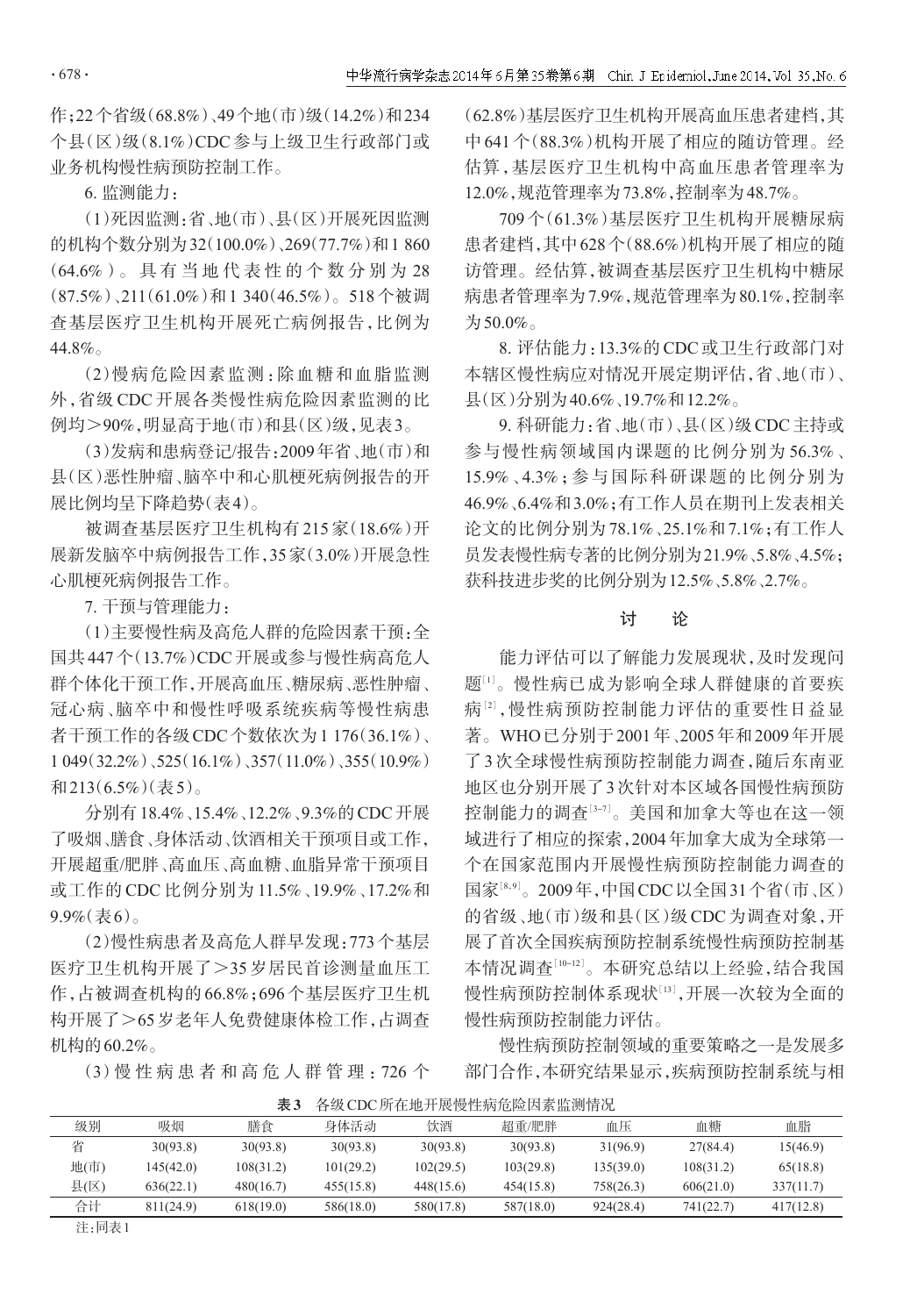作；22个省级（68.8%）、49个地（市）级（14.2%）和234个县（区）级（8.1%）CDC参与上级卫生行政部门或业务机构慢性病预防控制工作。

6. 监测能力：

（1）死因监测：省、地（市）、县（区）开展死因监测的机构个数分别为32（100.0%）、269（77.7%）和1 860（64.6%）。具有当地代表性的个数分别为28（87.5%）、211（61.0%）和1 340（46.5%）。518个被调查基层医疗卫生机构开展死亡病例报告，比例为44.8%。

（2）慢病危险因素监测：除血糖和血脂监测外，省级CDC开展各类慢性病危险因素监测的比例均>90%，明显高于地（市）和县（区）级，见表3。

（3）发病和患病登记/报告：2009年省、地（市）和县（区）恶性肿瘤、脑卒中和心肌梗死病例报告的开展比例均呈下降趋势（表4）。

被调查基层医疗卫生机构有215家（18.6%）开展新发脑卒中病例报告工作，35家（3.0%）开展急性心肌梗死病例报告工作。

7. 干预与管理能力：

（1）主要慢性病及高危人群的危险因素干预：全国共447个（13.7%）CDC开展或参与慢性病高危人群个体化干预工作，开展高血压、糖尿病、恶性肿瘤、冠心病、脑卒中和慢性呼吸系统疾病等慢性病患者干预工作的各级CDC个数依次为1 176（36.1%）、1 049（32.2%）、525（16.1%）、357（11.0%）、355（10.9%）和213（6.5%）（表5）。

分别有18.4%、15.4%、12.2%、9.3%的CDC开展了吸烟、膳食、身体活动、饮酒相关干预项目或工作，开展超重/肥胖、高血压、高血糖、血脂异常干预项目或工作的CDC比例分别为11.5%、19.9%、17.2%和9.9%（表6）。

（2）慢性病患者及高危人群早发现：773个基层医疗卫生机构开展了>35岁居民首诊测量血压工作，占被调查机构的66.8%；696个基层医疗卫生机构开展了>65岁老年人免费健康体检工作，占调查机构的60.2%。

（3）慢性病患者和高危人群管理：726个（62.8%）基层医疗卫生机构开展高血压患者建档，其中641个（88.3%）机构开展了相应的随访管理。经估算，基层医疗卫生机构中高血压患者管理率为12.0%，规范管理率为73.8%，控制率为48.7%。

709个（61.3%）基层医疗卫生机构开展糖尿病患者建档，其中628个（88.6%）机构开展了相应的随访管理。经估算，被调查基层医疗卫生机构中糖尿病患者管理率为7.9%，规范管理率为80.1%，控制率为50.0%。

8. 评估能力：13.3%的CDC或卫生行政部门对本辖区慢性病应对情况开展定期评估，省、地（市）、县（区）分别为40.6%、19.7%和12.2%。

9. 科研能力：省、地（市）、县（区）级CDC主持或参与慢性病领域国内课题的比例分别为56.3%、15.9%、4.3%；参与国际科研课题的比例分别为46.9%、6.4%和3.0%；有工作人员在期刊上发表相关论文的比例分别为78.1%、25.1%和7.1%；有工作人员发表慢性病专著的比例分别为21.9%、5.8%、4.5%；获科技进步奖的比例分别为12.5%、5.8%、2.7%。

## 讨　论

能力评估可以了解能力发展现状，及时发现问题[1]。慢性病已成为影响全球人群健康的首要疾病[2]，慢性病预防控制能力评估的重要性日益显著。WHO已分别于2001年、2005年和2009年开展了3次全球慢性病预防控制能力调查，随后东南亚地区也分别开展了3次针对本区域各国慢性病预防控制能力的调查[3-7]。美国和加拿大等也在这一领域进行了相应的探索，2004年加拿大成为全球第一个在国家范围内开展慢性病预防控制能力调查的国家[8,9]。2009年，中国CDC以全国31个省（市、区）的省级、地（市）级和县（区）级CDC为调查对象，开展了首次全国疾病预防控制系统慢性病预防控制基本情况调查[10-12]。本研究总结以上经验，结合我国慢性病预防控制体系现状[13]，开展一次较为全面的慢性病预防控制能力评估。

慢性病预防控制领域的重要策略之一是发展多部门合作，本研究结果显示，疾病预防控制系统与相

**表3　各级CDC所在地开展慢性病危险因素监测情况**

| 级别 | 吸烟 | 膳食 | 身体活动 | 饮酒 | 超重/肥胖 | 血压 | 血糖 | 血脂 |
|---|---|---|---|---|---|---|---|---|
| 省 | 30(93.8) | 30(93.8) | 30(93.8) | 30(93.8) | 30(93.8) | 31(96.9) | 27(84.4) | 15(46.9) |
| 地(市) | 145(42.0) | 108(31.2) | 101(29.2) | 102(29.5) | 103(29.8) | 135(39.0) | 108(31.2) | 65(18.8) |
| 县(区) | 636(22.1) | 480(16.7) | 455(15.8) | 448(15.6) | 454(15.8) | 758(26.3) | 606(21.0) | 337(11.7) |
| 合计 | 811(24.9) | 618(19.0) | 586(18.0) | 580(17.8) | 587(18.0) | 924(28.4) | 741(22.7) | 417(12.8) |

注：同表1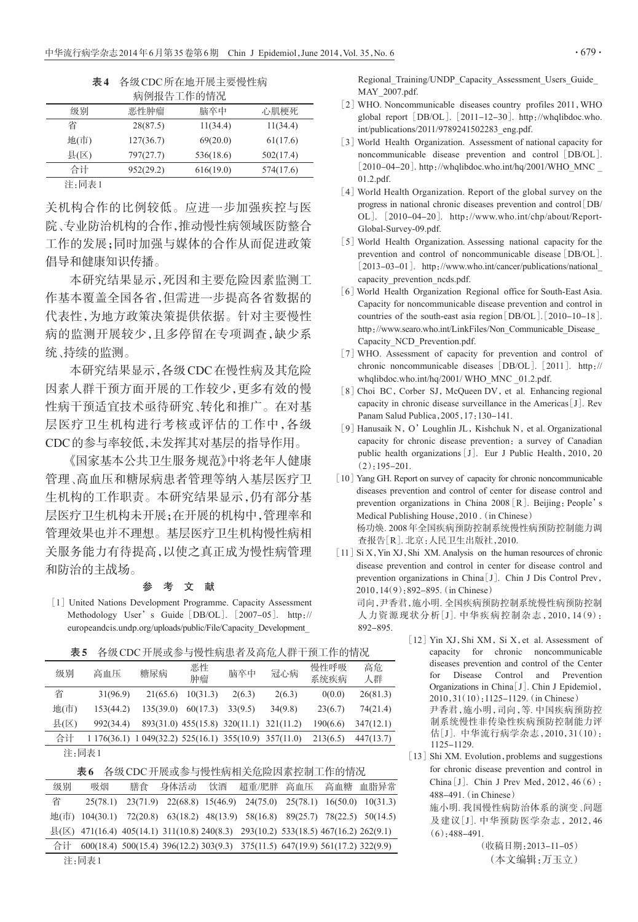**表4** 各级CDC所在地开展主要慢性病病例报告工作的情况

| 级别 | 恶性肿瘤 | 脑卒中 | 心肌梗死 |
|---|---|---|---|
| 省 | 28(87.5) | 11(34.4) | 11(34.4) |
| 地(市) | 127(36.7) | 69(20.0) | 61(17.6) |
| 县(区) | 797(27.7) | 536(18.6) | 502(17.4) |
| 合计 | 952(29.2) | 616(19.0) | 574(17.6) |

注：同表1

关机构合作的比例较低。应进一步加强疾控与医院、专业防治机构的合作，推动慢性病领域医防整合工作的发展；同时加强与媒体的合作从而促进政策倡导和健康知识传播。

本研究结果显示，死因和主要危险因素监测工作基本覆盖全国各省，但需进一步提高各省数据的代表性，为地方政策决策提供依据。针对主要慢性病的监测开展较少，且多停留在专项调查，缺少系统、持续的监测。

本研究结果显示，各级CDC在慢性病及其危险因素人群干预方面开展的工作较少，更多有效的慢性病干预适宜技术亟待研究、转化和推广。在对基层医疗卫生机构进行考核或评估的工作中，各级CDC的参与率较低，未发挥其对基层的指导作用。

《国家基本公共卫生服务规范》中将老年人健康管理、高血压和糖尿病患者管理等纳入基层医疗卫生机构的工作职责。本研究结果显示，仍有部分基层医疗卫生机构未开展；在开展的机构中，管理率和管理效果也并不理想。基层医疗卫生机构慢性病相关服务能力有待提高，以使之真正成为慢性病管理和防治的主战场。

**表5** 各级CDC开展或参与慢性病患者及高危人群干预工作的情况

| 级别 | 高血压 | 糖尿病 | 恶性肿瘤 | 脑卒中 | 冠心病 | 慢性呼吸系统疾病 | 高危人群 |
|---|---|---|---|---|---|---|---|
| 省 | 31(96.9) | 21(65.6) | 10(31.3) | 2(6.3) | 2(6.3) | 0(0.0) | 26(81.3) |
| 地(市) | 153(44.2) | 135(39.0) | 60(17.3) | 33(9.5) | 34(9.8) | 23(6.7) | 74(21.4) |
| 县(区) | 992(34.4) | 893(31.0) | 455(15.8) | 320(11.1) | 321(11.2) | 190(6.6) | 347(12.1) |
| 合计 | 1 176(36.1) | 1 049(32.2) | 525(16.1) | 355(10.9) | 357(11.0) | 213(6.5) | 447(13.7) |

注：同表1

**表6** 各级CDC开展或参与慢性病相关危险因素控制工作的情况

| 级别 | 吸烟 | 膳食 | 身体活动 | 饮酒 | 超重/肥胖 | 高血压 | 高血糖 | 血脂异常 |
|---|---|---|---|---|---|---|---|---|
| 省 | 25(78.1) | 23(71.9) | 22(68.8) | 15(46.9) | 24(75.0) | 25(78.1) | 16(50.0) | 10(31.3) |
| 地(市) | 104(30.1) | 72(20.8) | 63(18.2) | 48(13.9) | 58(16.8) | 89(25.7) | 78(22.5) | 50(14.5) |
| 县(区) | 471(16.4) | 405(14.1) | 311(10.8) | 240(8.3) | 293(10.2) | 533(18.5) | 467(16.2) | 262(9.1) |
| 合计 | 600(18.4) | 500(15.4) | 396(12.2) | 303(9.3) | 375(11.5) | 647(19.9) | 561(17.2) | 322(9.9) |

注：同表1

## 参 考 文 献

[1] United Nations Development Programme. Capacity Assessment Methodology User's Guide [DB/OL]. [2007-05]. http://europeandcis.undp.org/uploads/public/File/Capacity_Development_Regional_Training/UNDP_Capacity_Assessment_Users_Guide_MAY_2007.pdf.

[2] WHO. Noncommunicable diseases country profiles 2011, WHO global report [DB/OL]. [2011-12-30]. http://whqlibdoc.who.int/publications/2011/9789241502283_eng.pdf.

[3] World Health Organization. Assessment of national capacity for noncommunicable disease prevention and control [DB/OL]. [2010-04-20]. http://whqlibdoc.who.int/hq/2001/WHO_MNC_01.2.pdf.

[4] World Health Organization. Report of the global survey on the progress in national chronic diseases prevention and control [DB/OL]. [2010-04-20]. http://www.who.int/chp/about/Report-Global-Survey-09.pdf.

[5] World Health Organization. Assessing national capacity for the prevention and control of noncommunicable disease [DB/OL]. [2013-03-01]. http://www.who.int/cancer/publications/national_capacity_prevention_ncds.pdf.

[6] World Health Organization Regional office for South-East Asia. Capacity for noncommunicable disease prevention and control in countries of the south-east asia region [DB/OL]. [2010-10-18]. http://www.searo.who.int/LinkFiles/Non_Communicable_Disease_Capacity_NCD_Prevention.pdf.

[7] WHO. Assessment of capacity for prevention and control of chronic noncommunicable diseases [DB/OL]. [2011]. http://whqlibdoc.who.int/hq/2001/WHO_MNC_01.2.pdf.

[8] Choi BC, Corber SJ, McQueen DV, et al. Enhancing regional capacity in chronic disease surveillance in the Americas [J]. Rev Panam Salud Publica, 2005, 17: 130-141.

[9] Hanusaik N, O'Loughlin JL, Kishchuk N, et al. Organizational capacity for chronic disease prevention: a survey of Canadian public health organizations [J]. Eur J Public Health, 2010, 20 (2): 195-201.

[10] Yang GH. Report on survey of capacity for chronic noncommunicable diseases prevention and control of center for disease control and prevention organizations in China 2008 [R]. Beijing: People's Medical Publishing House, 2010. (in Chinese)
杨功焕. 2008年全国疾病预防控制系统慢性病预防控制能力调查报告[R]. 北京：人民卫生出版社，2010.

[11] Si X, Yin XJ, Shi XM. Analysis on the human resources of chronic disease prevention and control in center for disease control and prevention organizations in China [J]. Chin J Dis Control Prev, 2010, 14(9): 892-895. (in Chinese)
司向，尹香君，施小明. 全国疾病预防控制系统慢性病预防控制人力资源现状分析[J]. 中华疾病控制杂志，2010，14(9)：892-895.

[12] Yin XJ, Shi XM, Si X, et al. Assessment of capacity for chronic noncommunicable diseases prevention and control of the Center for Disease Control and Prevention Organizations in China [J]. Chin J Epidemiol, 2010, 31(10): 1125-1129. (in Chinese)
尹香君，施小明，司向，等. 中国疾病预防控制系统慢性非传染性疾病预防控制能力评估[J]. 中华流行病学杂志，2010，31(10)：1125-1129.

[13] Shi XM. Evolution, problems and suggestions for chronic disease prevention and control in China [J]. Chin J Prev Med, 2012, 46(6): 488-491. (in Chinese)
施小明. 我国慢性病防治体系的演变、问题及建议[J]. 中华预防医学杂志，2012，46(6)：488-491.

（收稿日期：2013-11-05）

（本文编辑：万玉立）